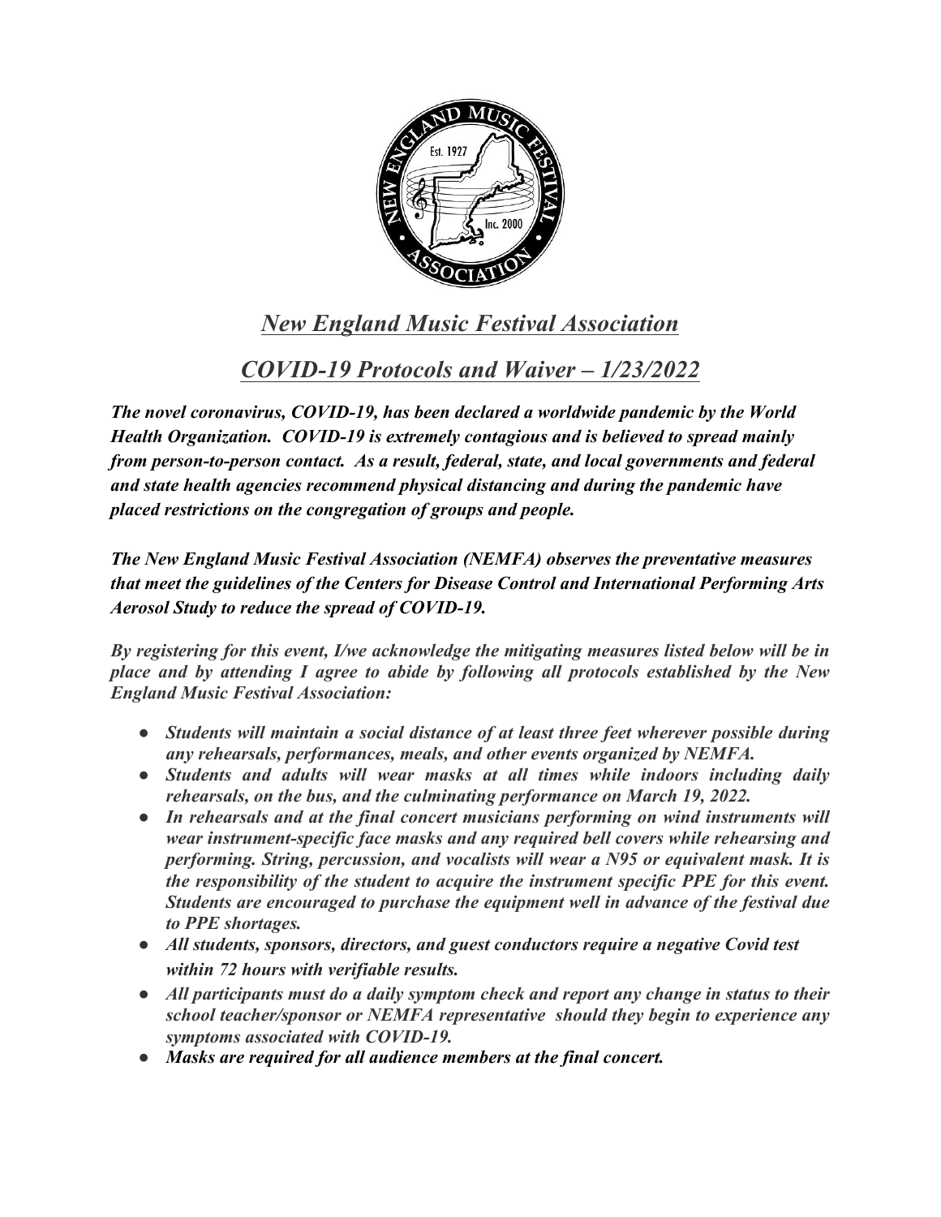# *New England Music Festival Association*

## *COVID-19 Protocols and Waiver – 1/23/2022*

***The novel coronavirus, COVID-19, has been declared a worldwide pandemic by the World Health Organization. COVID-19 is extremely contagious and is believed to spread mainly from person-to-person contact. As a result, federal, state, and local governments and federal and state health agencies recommend physical distancing and during the pandemic have placed restrictions on the congregation of groups and people.***

***The New England Music Festival Association (NEMFA) observes the preventative measures that meet the guidelines of the Centers for Disease Control and International Performing Arts Aerosol Study to reduce the spread of COVID-19.***

***By registering for this event, I/we acknowledge the mitigating measures listed below will be in place and by attending I agree to abide by following all protocols established by the New England Music Festival Association:***

- ***Students will maintain a social distance of at least three feet wherever possible during any rehearsals, performances, meals, and other events organized by NEMFA.***
- ***Students and adults will wear masks at all times while indoors including daily rehearsals, on the bus, and the culminating performance on March 19, 2022.***
- ***In rehearsals and at the final concert musicians performing on wind instruments will wear instrument-specific face masks and any required bell covers while rehearsing and performing. String, percussion, and vocalists will wear a N95 or equivalent mask. It is the responsibility of the student to acquire the instrument specific PPE for this event. Students are encouraged to purchase the equipment well in advance of the festival due to PPE shortages.***
- ***All students, sponsors, directors, and guest conductors require a negative Covid test within 72 hours with verifiable results.***
- ***All participants must do a daily symptom check and report any change in status to their school teacher/sponsor or NEMFA representative should they begin to experience any symptoms associated with COVID-19.***
- ***Masks are required for all audience members at the final concert.***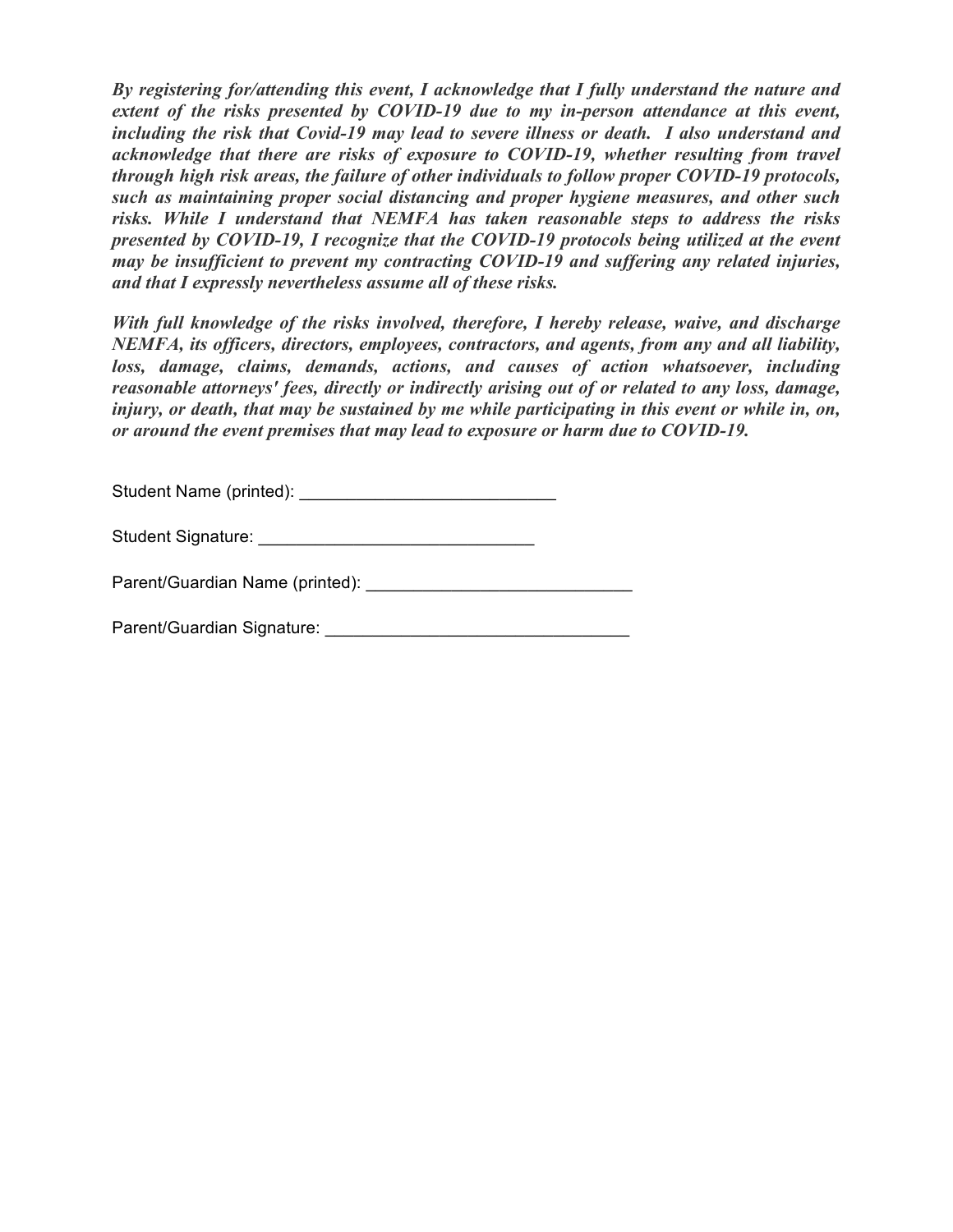***By registering for/attending this event, I acknowledge that I fully understand the nature and extent of the risks presented by COVID-19 due to my in-person attendance at this event, including the risk that Covid-19 may lead to severe illness or death. I also understand and acknowledge that there are risks of exposure to COVID-19, whether resulting from travel through high risk areas, the failure of other individuals to follow proper COVID-19 protocols, such as maintaining proper social distancing and proper hygiene measures, and other such risks. While I understand that NEMFA has taken reasonable steps to address the risks presented by COVID-19, I recognize that the COVID-19 protocols being utilized at the event may be insufficient to prevent my contracting COVID-19 and suffering any related injuries, and that I expressly nevertheless assume all of these risks.***

***With full knowledge of the risks involved, therefore, I hereby release, waive, and discharge NEMFA, its officers, directors, employees, contractors, and agents, from any and all liability, loss, damage, claims, demands, actions, and causes of action whatsoever, including reasonable attorneys' fees, directly or indirectly arising out of or related to any loss, damage, injury, or death, that may be sustained by me while participating in this event or while in, on, or around the event premises that may lead to exposure or harm due to COVID-19.***

Student Name (printed): ____________________________

Student Signature: ______________________________

Parent/Guardian Name (printed): ____________________________

Parent/Guardian Signature: ________________________________